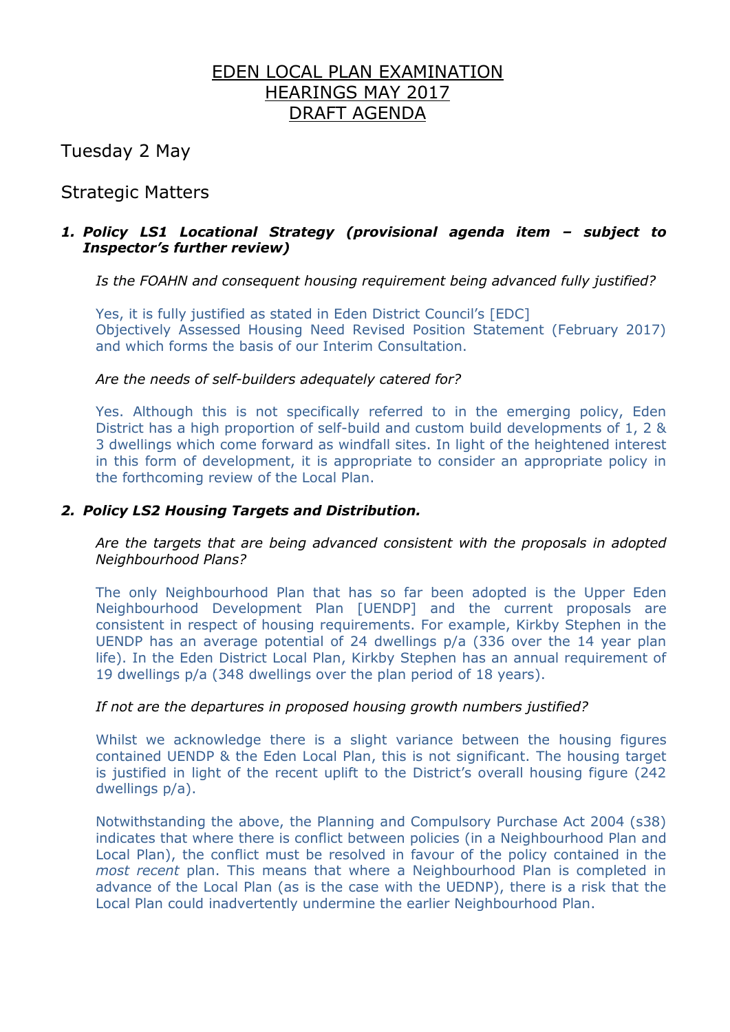# EDEN LOCAL PLAN EXAMINATION
# HEARINGS MAY 2017
# DRAFT AGENDA

## Tuesday 2 May

## Strategic Matters

### 1. *Policy LS1 Locational Strategy (provisional agenda item – subject to Inspector's further review)*

*Is the FOAHN and consequent housing requirement being advanced fully justified?*

Yes, it is fully justified as stated in Eden District Council's [EDC] Objectively Assessed Housing Need Revised Position Statement (February 2017) and which forms the basis of our Interim Consultation.

*Are the needs of self-builders adequately catered for?*

Yes. Although this is not specifically referred to in the emerging policy, Eden District has a high proportion of self-build and custom build developments of 1, 2 & 3 dwellings which come forward as windfall sites. In light of the heightened interest in this form of development, it is appropriate to consider an appropriate policy in the forthcoming review of the Local Plan.

### 2. *Policy LS2 Housing Targets and Distribution.*

*Are the targets that are being advanced consistent with the proposals in adopted Neighbourhood Plans?*

The only Neighbourhood Plan that has so far been adopted is the Upper Eden Neighbourhood Development Plan [UENDP] and the current proposals are consistent in respect of housing requirements. For example, Kirkby Stephen in the UENDP has an average potential of 24 dwellings p/a (336 over the 14 year plan life). In the Eden District Local Plan, Kirkby Stephen has an annual requirement of 19 dwellings p/a (348 dwellings over the plan period of 18 years).

*If not are the departures in proposed housing growth numbers justified?*

Whilst we acknowledge there is a slight variance between the housing figures contained UENDP & the Eden Local Plan, this is not significant. The housing target is justified in light of the recent uplift to the District's overall housing figure (242 dwellings p/a).

Notwithstanding the above, the Planning and Compulsory Purchase Act 2004 (s38) indicates that where there is conflict between policies (in a Neighbourhood Plan and Local Plan), the conflict must be resolved in favour of the policy contained in the *most recent* plan. This means that where a Neighbourhood Plan is completed in advance of the Local Plan (as is the case with the UEDNP), there is a risk that the Local Plan could inadvertently undermine the earlier Neighbourhood Plan.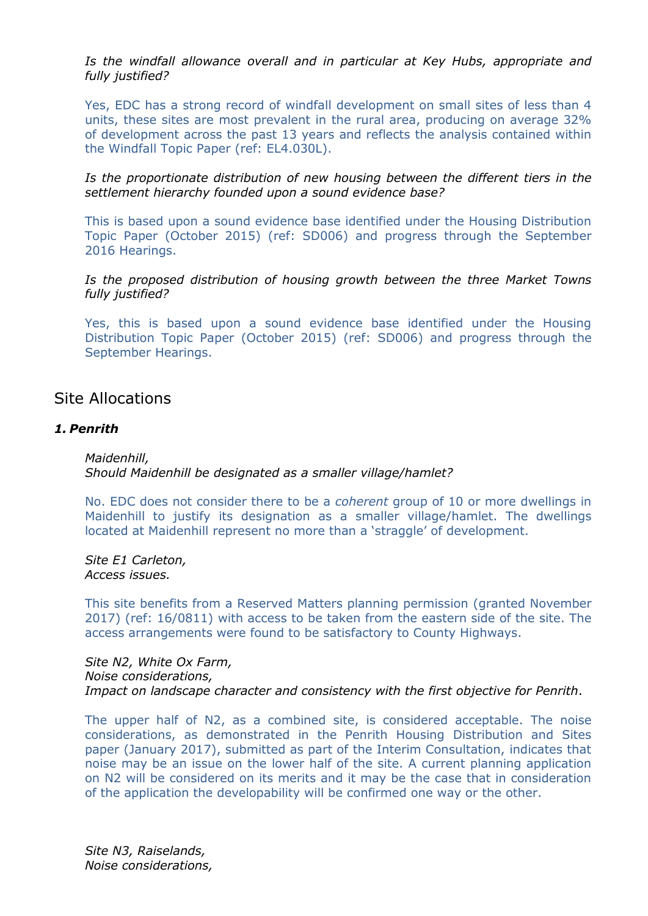*Is the windfall allowance overall and in particular at Key Hubs, appropriate and fully justified?*

Yes, EDC has a strong record of windfall development on small sites of less than 4 units, these sites are most prevalent in the rural area, producing on average 32% of development across the past 13 years and reflects the analysis contained within the Windfall Topic Paper (ref: EL4.030L).

*Is the proportionate distribution of new housing between the different tiers in the settlement hierarchy founded upon a sound evidence base?*

This is based upon a sound evidence base identified under the Housing Distribution Topic Paper (October 2015) (ref: SD006) and progress through the September 2016 Hearings.

*Is the proposed distribution of housing growth between the three Market Towns fully justified?*

Yes, this is based upon a sound evidence base identified under the Housing Distribution Topic Paper (October 2015) (ref: SD006) and progress through the September Hearings.

## Site Allocations

### *1. Penrith*

*Maidenhill,*
*Should Maidenhill be designated as a smaller village/hamlet?*

No. EDC does not consider there to be a *coherent* group of 10 or more dwellings in Maidenhill to justify its designation as a smaller village/hamlet. The dwellings located at Maidenhill represent no more than a 'straggle' of development.

*Site E1 Carleton,*
*Access issues.*

This site benefits from a Reserved Matters planning permission (granted November 2017) (ref: 16/0811) with access to be taken from the eastern side of the site. The access arrangements were found to be satisfactory to County Highways.

*Site N2, White Ox Farm,*
*Noise considerations,*
*Impact on landscape character and consistency with the first objective for Penrith.*

The upper half of N2, as a combined site, is considered acceptable. The noise considerations, as demonstrated in the Penrith Housing Distribution and Sites paper (January 2017), submitted as part of the Interim Consultation, indicates that noise may be an issue on the lower half of the site. A current planning application on N2 will be considered on its merits and it may be the case that in consideration of the application the developability will be confirmed one way or the other.

*Site N3, Raiselands,*
*Noise considerations,*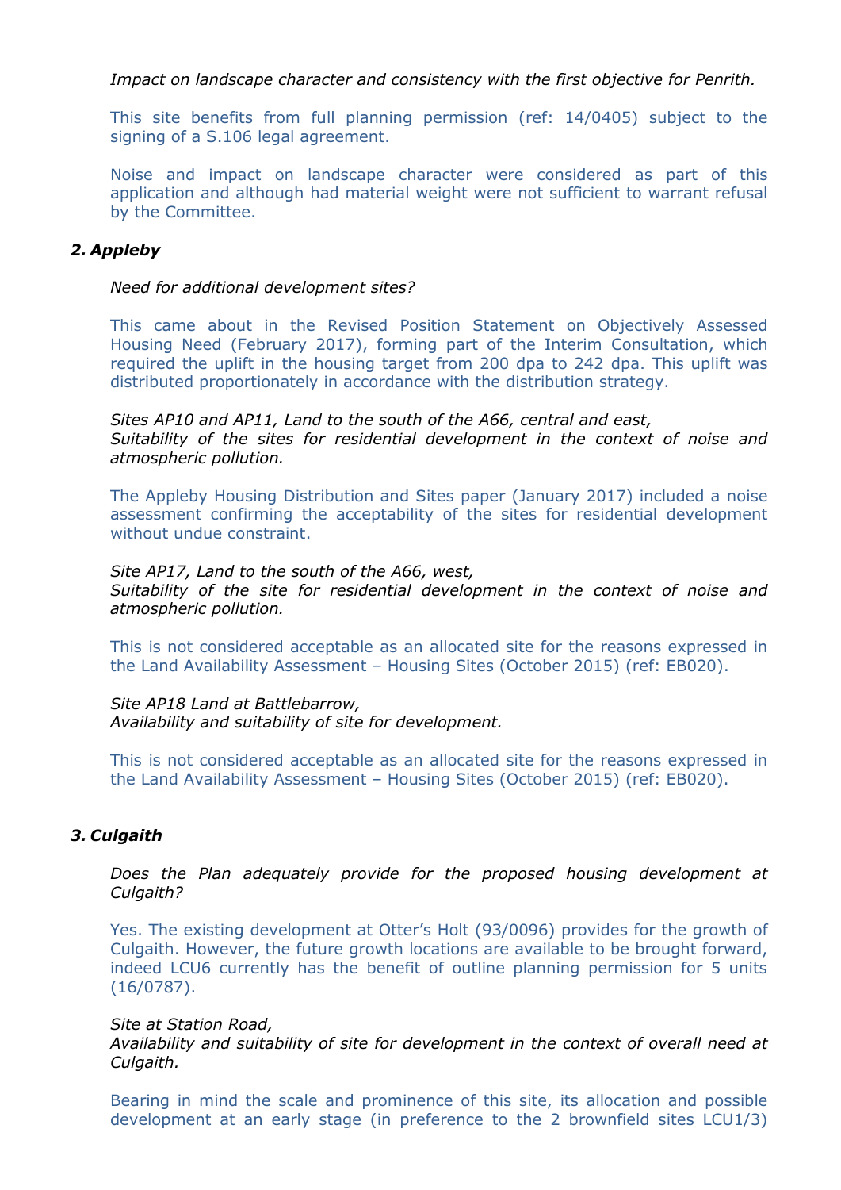*Impact on landscape character and consistency with the first objective for Penrith.*

This site benefits from full planning permission (ref: 14/0405) subject to the signing of a S.106 legal agreement.

Noise and impact on landscape character were considered as part of this application and although had material weight were not sufficient to warrant refusal by the Committee.

### 2. Appleby

*Need for additional development sites?*

This came about in the Revised Position Statement on Objectively Assessed Housing Need (February 2017), forming part of the Interim Consultation, which required the uplift in the housing target from 200 dpa to 242 dpa. This uplift was distributed proportionately in accordance with the distribution strategy.

*Sites AP10 and AP11, Land to the south of the A66, central and east,*
*Suitability of the sites for residential development in the context of noise and atmospheric pollution.*

The Appleby Housing Distribution and Sites paper (January 2017) included a noise assessment confirming the acceptability of the sites for residential development without undue constraint.

*Site AP17, Land to the south of the A66, west,*
*Suitability of the site for residential development in the context of noise and atmospheric pollution.*

This is not considered acceptable as an allocated site for the reasons expressed in the Land Availability Assessment – Housing Sites (October 2015) (ref: EB020).

*Site AP18 Land at Battlebarrow,*
*Availability and suitability of site for development.*

This is not considered acceptable as an allocated site for the reasons expressed in the Land Availability Assessment – Housing Sites (October 2015) (ref: EB020).

### 3. Culgaith

*Does the Plan adequately provide for the proposed housing development at Culgaith?*

Yes. The existing development at Otter's Holt (93/0096) provides for the growth of Culgaith. However, the future growth locations are available to be brought forward, indeed LCU6 currently has the benefit of outline planning permission for 5 units (16/0787).

*Site at Station Road,*
*Availability and suitability of site for development in the context of overall need at Culgaith.*

Bearing in mind the scale and prominence of this site, its allocation and possible development at an early stage (in preference to the 2 brownfield sites LCU1/3)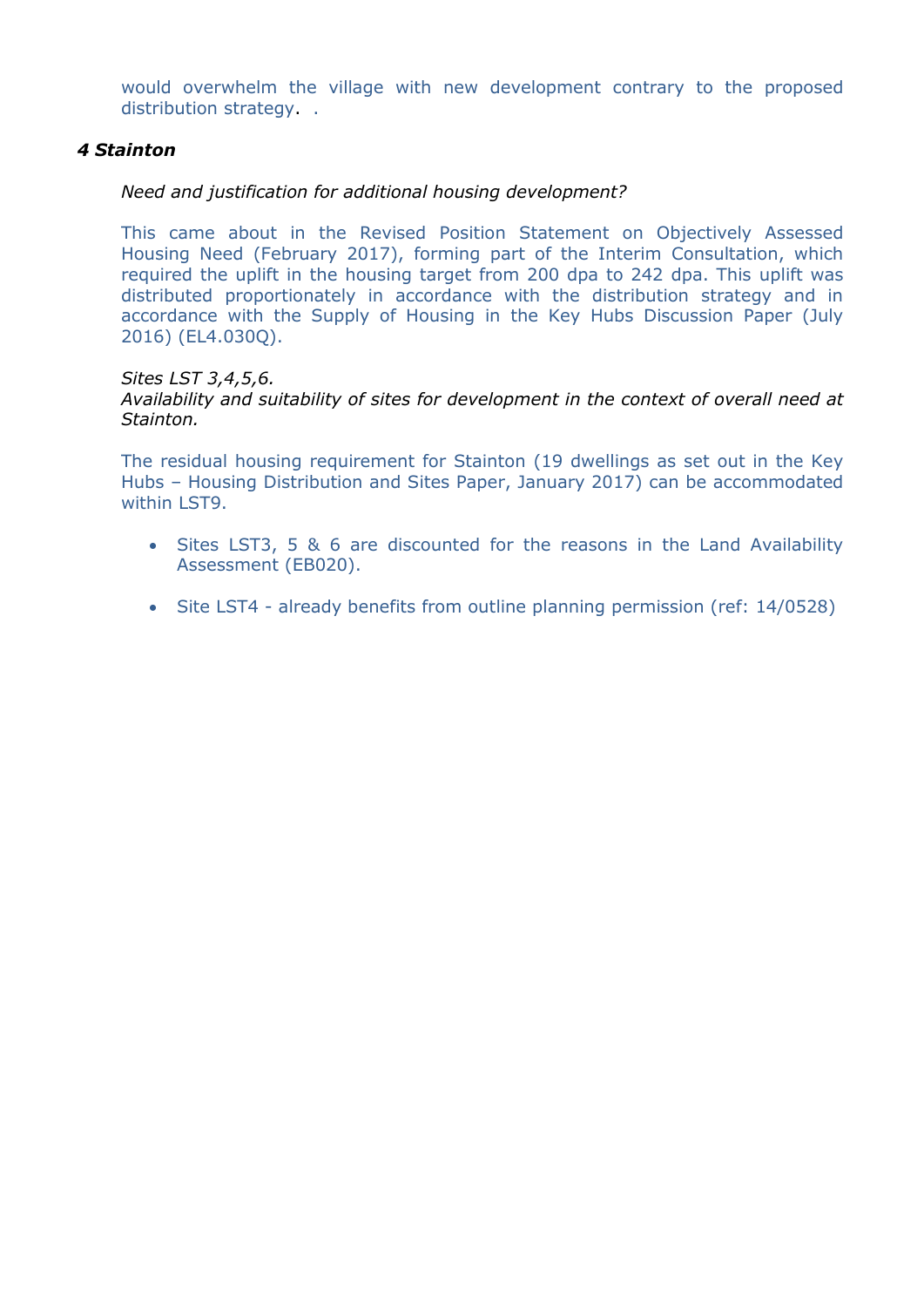would overwhelm the village with new development contrary to the proposed distribution strategy. .

### *4 Stainton*

*Need and justification for additional housing development?*

This came about in the Revised Position Statement on Objectively Assessed Housing Need (February 2017), forming part of the Interim Consultation, which required the uplift in the housing target from 200 dpa to 242 dpa. This uplift was distributed proportionately in accordance with the distribution strategy and in accordance with the Supply of Housing in the Key Hubs Discussion Paper (July 2016) (EL4.030Q).

*Sites LST 3,4,5,6.*
*Availability and suitability of sites for development in the context of overall need at Stainton.*

The residual housing requirement for Stainton (19 dwellings as set out in the Key Hubs – Housing Distribution and Sites Paper, January 2017) can be accommodated within LST9.

- Sites LST3, 5 & 6 are discounted for the reasons in the Land Availability Assessment (EB020).

- Site LST4 - already benefits from outline planning permission (ref: 14/0528)